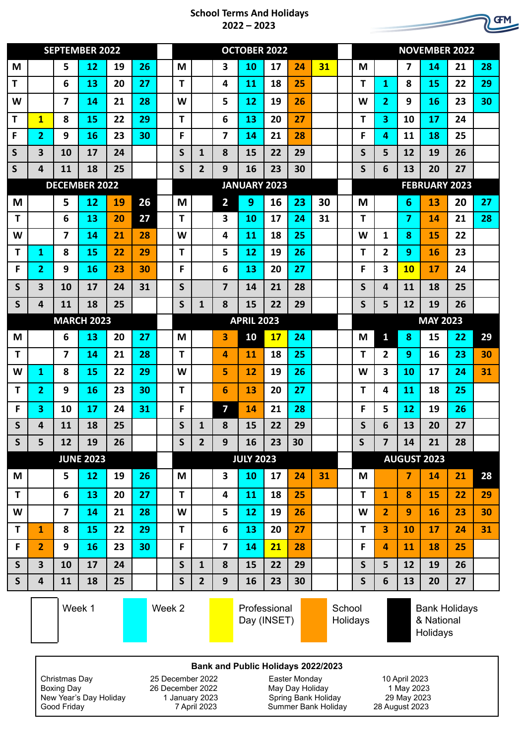# School Terms And Holidays 2022 – 2023

GFM

## SEPTEMBER 2022

| | | | | | |
|---|---|---|---|---|---|
| M | | 5 | 12 | 19 | 26 |
| T | | 6 | 13 | 20 | 27 |
| W | | 7 | 14 | 21 | 28 |
| T | 1 | 8 | 15 | 22 | 29 |
| F | 2 | 9 | 16 | 23 | 30 |
| S | 3 | 10 | 17 | 24 | |
| S | 4 | 11 | 18 | 25 | |

## OCTOBER 2022

| | | | | | | |
|---|---|---|---|---|---|---|
| M | | 3 | 10 | 17 | 24 | 31 |
| T | | 4 | 11 | 18 | 25 | |
| W | | 5 | 12 | 19 | 26 | |
| T | | 6 | 13 | 20 | 27 | |
| F | | 7 | 14 | 21 | 28 | |
| S | 1 | 8 | 15 | 22 | 29 | |
| S | 2 | 9 | 16 | 23 | 30 | |

## NOVEMBER 2022

| | | | | | |
|---|---|---|---|---|---|
| M | | 7 | 14 | 21 | 28 |
| T | 1 | 8 | 15 | 22 | 29 |
| W | 2 | 9 | 16 | 23 | 30 |
| T | 3 | 10 | 17 | 24 | |
| F | 4 | 11 | 18 | 25 | |
| S | 5 | 12 | 19 | 26 | |
| S | 6 | 13 | 20 | 27 | |

## DECEMBER 2022

| | | | | | |
|---|---|---|---|---|---|
| M | | 5 | 12 | 19 | 26 |
| T | | 6 | 13 | 20 | 27 |
| W | | 7 | 14 | 21 | 28 |
| T | 1 | 8 | 15 | 22 | 29 |
| F | 2 | 9 | 16 | 23 | 30 |
| S | 3 | 10 | 17 | 24 | 31 |
| S | 4 | 11 | 18 | 25 | |

## JANUARY 2023

| | | | | | | |
|---|---|---|---|---|---|---|
| M | | 2 | 9 | 16 | 23 | 30 |
| T | | 3 | 10 | 17 | 24 | 31 |
| W | | 4 | 11 | 18 | 25 | |
| T | | 5 | 12 | 19 | 26 | |
| F | | 6 | 13 | 20 | 27 | |
| S | | 7 | 14 | 21 | 28 | |
| S | 1 | 8 | 15 | 22 | 29 | |

## FEBRUARY 2023

| | | | | | |
|---|---|---|---|---|---|
| M | | 6 | 13 | 20 | 27 |
| T | | 7 | 14 | 21 | 28 |
| W | 1 | 8 | 15 | 22 | |
| T | 2 | 9 | 16 | 23 | |
| F | 3 | 10 | 17 | 24 | |
| S | 4 | 11 | 18 | 25 | |
| S | 5 | 12 | 19 | 26 | |

## MARCH 2023

| | | | | | |
|---|---|---|---|---|---|
| M | | 6 | 13 | 20 | 27 |
| T | | 7 | 14 | 21 | 28 |
| W | 1 | 8 | 15 | 22 | 29 |
| T | 2 | 9 | 16 | 23 | 30 |
| F | 3 | 10 | 17 | 24 | 31 |
| S | 4 | 11 | 18 | 25 | |
| S | 5 | 12 | 19 | 26 | |

## APRIL 2023

| | | | | | |
|---|---|---|---|---|---|
| M | | 3 | 10 | 17 | 24 |
| T | | 4 | 11 | 18 | 25 |
| W | | 5 | 12 | 19 | 26 |
| T | | 6 | 13 | 20 | 27 |
| F | | 7 | 14 | 21 | 28 |
| S | 1 | 8 | 15 | 22 | 29 |
| S | 2 | 9 | 16 | 23 | 30 |

## MAY 2023

| | | | | | |
|---|---|---|---|---|---|
| M | 1 | 8 | 15 | 22 | 29 |
| T | 2 | 9 | 16 | 23 | 30 |
| W | 3 | 10 | 17 | 24 | 31 |
| T | 4 | 11 | 18 | 25 | |
| F | 5 | 12 | 19 | 26 | |
| S | 6 | 13 | 20 | 27 | |
| S | 7 | 14 | 21 | 28 | |

## JUNE 2023

| | | | | | |
|---|---|---|---|---|---|
| M | | 5 | 12 | 19 | 26 |
| T | | 6 | 13 | 20 | 27 |
| W | | 7 | 14 | 21 | 28 |
| T | 1 | 8 | 15 | 22 | 29 |
| F | 2 | 9 | 16 | 23 | 30 |
| S | 3 | 10 | 17 | 24 | |
| S | 4 | 11 | 18 | 25 | |

## JULY 2023

| | | | | | | |
|---|---|---|---|---|---|---|
| M | | 3 | 10 | 17 | 24 | 31 |
| T | | 4 | 11 | 18 | 25 | |
| W | | 5 | 12 | 19 | 26 | |
| T | | 6 | 13 | 20 | 27 | |
| F | | 7 | 14 | 21 | 28 | |
| S | 1 | 8 | 15 | 22 | 29 | |
| S | 2 | 9 | 16 | 23 | 30 | |

## AUGUST 2023

| | | | | | |
|---|---|---|---|---|---|
| M | | 7 | 14 | 21 | 28 |
| T | 1 | 8 | 15 | 22 | 29 |
| W | 2 | 9 | 16 | 23 | 30 |
| T | 3 | 10 | 17 | 24 | 31 |
| F | 4 | 11 | 18 | 25 | |
| S | 5 | 12 | 19 | 26 | |
| S | 6 | 13 | 20 | 27 | |

**Key:** Week 1 | Week 2 | Professional Day (INSET) | School Holidays | Bank Holidays & National Holidays

### Bank and Public Holidays 2022/2023

| Holiday | Date | Holiday | Date |
|---|---|---|---|
| Christmas Day | 25 December 2022 | Easter Monday | 10 April 2023 |
| Boxing Day | 26 December 2022 | May Day Holiday | 1 May 2023 |
| New Year's Day Holiday | 1 January 2023 | Spring Bank Holiday | 29 May 2023 |
| Good Friday | 7 April 2023 | Summer Bank Holiday | 28 August 2023 |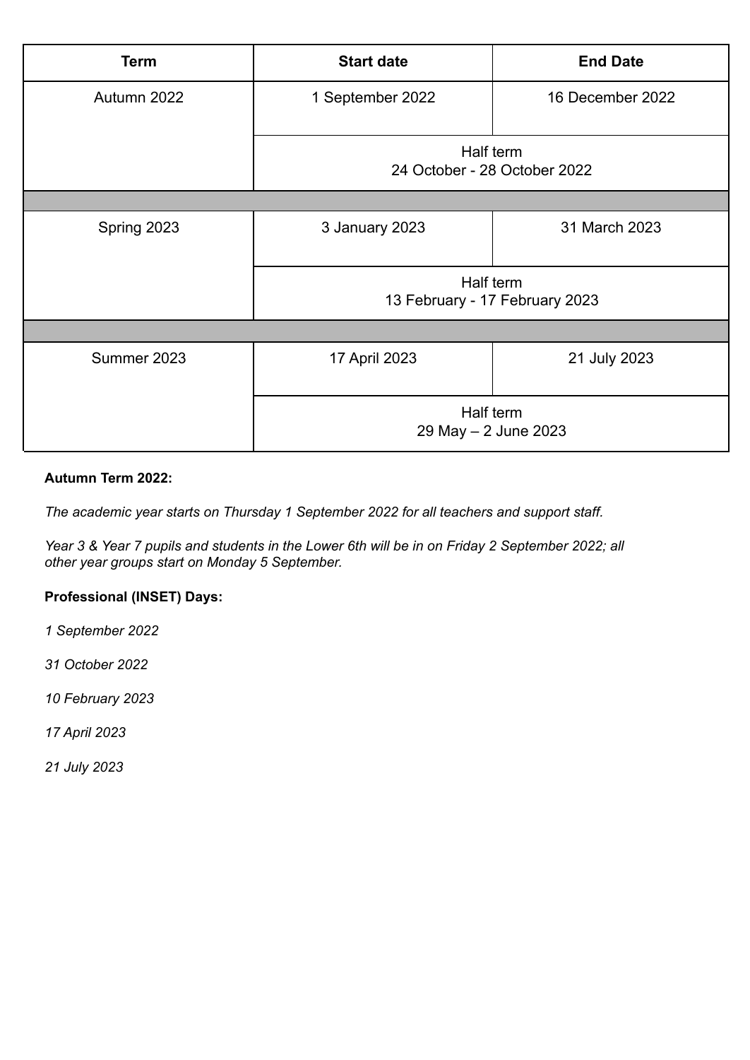| Term | Start date | End Date |
| --- | --- | --- |
| Autumn 2022 | 1 September 2022 | 16 December 2022 |
| | Half term<br>24 October - 28 October 2022 | |
| | | |
| Spring 2023 | 3 January 2023 | 31 March 2023 |
| | Half term<br>13 February - 17 February 2023 | |
| | | |
| Summer 2023 | 17 April 2023 | 21 July 2023 |
| | Half term<br>29 May – 2 June 2023 | |

**Autumn Term 2022:**

*The academic year starts on Thursday 1 September 2022 for all teachers and support staff.*

*Year 3 & Year 7 pupils and students in the Lower 6th will be in on Friday 2 September 2022; all other year groups start on Monday 5 September.*

**Professional (INSET) Days:**

*1 September 2022*

*31 October 2022*

*10 February 2023*

*17 April 2023*

*21 July 2023*